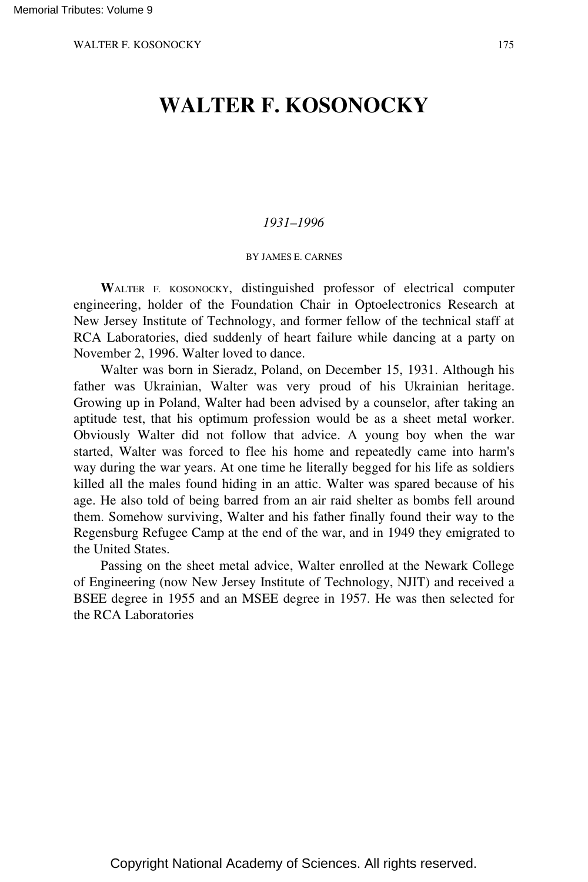# WALTER F. KOSONOCKY

*1931–1996*

BY JAMES E. CARNES

**W**ALTER F. KOSONOCKY, distinguished professor of electrical computer engineering, holder of the Foundation Chair in Optoelectronics Research at New Jersey Institute of Technology, and former fellow of the technical staff at RCA Laboratories, died suddenly of heart failure while dancing at a party on November 2, 1996. Walter loved to dance.

Walter was born in Sieradz, Poland, on December 15, 1931. Although his father was Ukrainian, Walter was very proud of his Ukrainian heritage. Growing up in Poland, Walter had been advised by a counselor, after taking an aptitude test, that his optimum profession would be as a sheet metal worker. Obviously Walter did not follow that advice. A young boy when the war started, Walter was forced to flee his home and repeatedly came into harm's way during the war years. At one time he literally begged for his life as soldiers killed all the males found hiding in an attic. Walter was spared because of his age. He also told of being barred from an air raid shelter as bombs fell around them. Somehow surviving, Walter and his father finally found their way to the Regensburg Refugee Camp at the end of the war, and in 1949 they emigrated to the United States.

Passing on the sheet metal advice, Walter enrolled at the Newark College of Engineering (now New Jersey Institute of Technology, NJIT) and received a BSEE degree in 1955 and an MSEE degree in 1957. He was then selected for the RCA Laboratories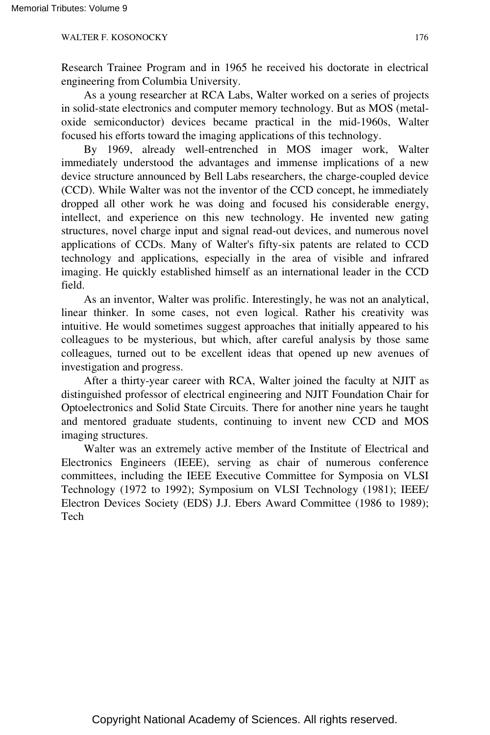Research Trainee Program and in 1965 he received his doctorate in electrical engineering from Columbia University.

As a young researcher at RCA Labs, Walter worked on a series of projects in solid-state electronics and computer memory technology. But as MOS (metal-oxide semiconductor) devices became practical in the mid-1960s, Walter focused his efforts toward the imaging applications of this technology.

By 1969, already well-entrenched in MOS imager work, Walter immediately understood the advantages and immense implications of a new device structure announced by Bell Labs researchers, the charge-coupled device (CCD). While Walter was not the inventor of the CCD concept, he immediately dropped all other work he was doing and focused his considerable energy, intellect, and experience on this new technology. He invented new gating structures, novel charge input and signal read-out devices, and numerous novel applications of CCDs. Many of Walter's fifty-six patents are related to CCD technology and applications, especially in the area of visible and infrared imaging. He quickly established himself as an international leader in the CCD field.

As an inventor, Walter was prolific. Interestingly, he was not an analytical, linear thinker. In some cases, not even logical. Rather his creativity was intuitive. He would sometimes suggest approaches that initially appeared to his colleagues to be mysterious, but which, after careful analysis by those same colleagues, turned out to be excellent ideas that opened up new avenues of investigation and progress.

After a thirty-year career with RCA, Walter joined the faculty at NJIT as distinguished professor of electrical engineering and NJIT Foundation Chair for Optoelectronics and Solid State Circuits. There for another nine years he taught and mentored graduate students, continuing to invent new CCD and MOS imaging structures.

Walter was an extremely active member of the Institute of Electrical and Electronics Engineers (IEEE), serving as chair of numerous conference committees, including the IEEE Executive Committee for Symposia on VLSI Technology (1972 to 1992); Symposium on VLSI Technology (1981); IEEE/ Electron Devices Society (EDS) J.J. Ebers Award Committee (1986 to 1989); Tech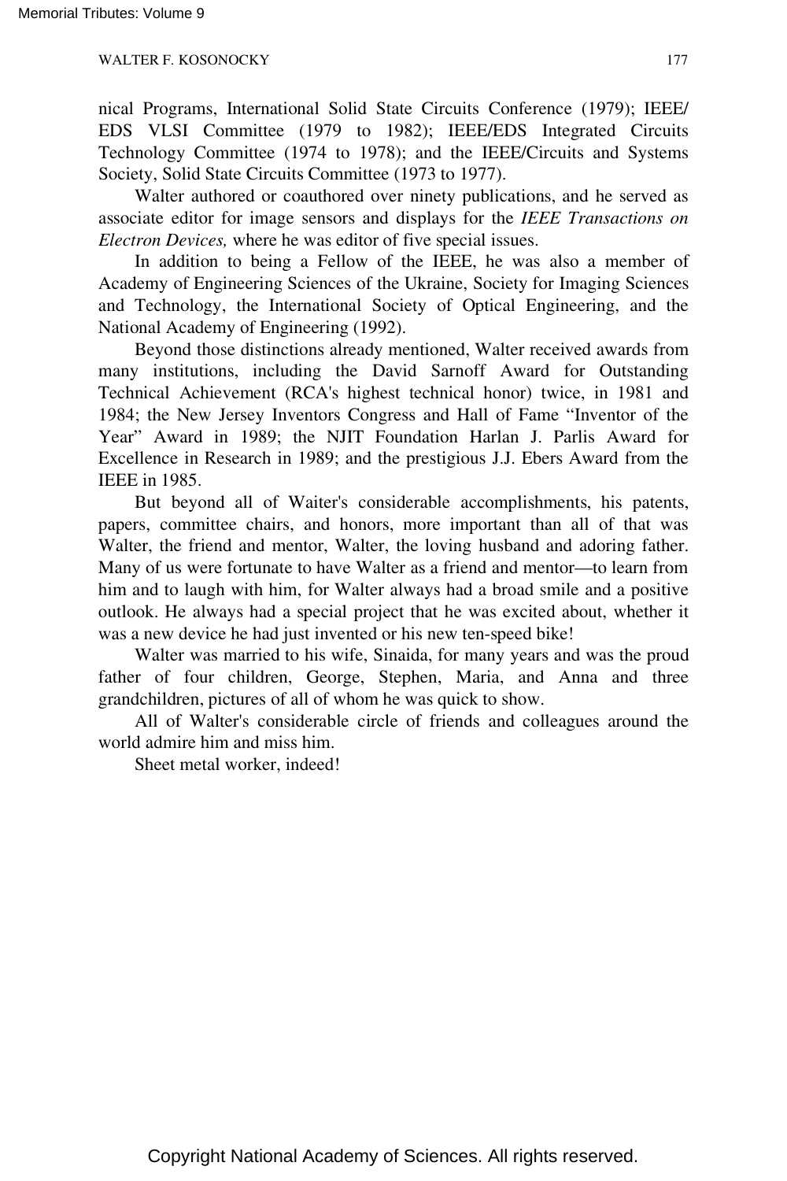nical Programs, International Solid State Circuits Conference (1979); IEEE/ EDS VLSI Committee (1979 to 1982); IEEE/EDS Integrated Circuits Technology Committee (1974 to 1978); and the IEEE/Circuits and Systems Society, Solid State Circuits Committee (1973 to 1977).

Walter authored or coauthored over ninety publications, and he served as associate editor for image sensors and displays for the *IEEE Transactions on Electron Devices,* where he was editor of five special issues.

In addition to being a Fellow of the IEEE, he was also a member of Academy of Engineering Sciences of the Ukraine, Society for Imaging Sciences and Technology, the International Society of Optical Engineering, and the National Academy of Engineering (1992).

Beyond those distinctions already mentioned, Walter received awards from many institutions, including the David Sarnoff Award for Outstanding Technical Achievement (RCA's highest technical honor) twice, in 1981 and 1984; the New Jersey Inventors Congress and Hall of Fame “Inventor of the Year” Award in 1989; the NJIT Foundation Harlan J. Parlis Award for Excellence in Research in 1989; and the prestigious J.J. Ebers Award from the IEEE in 1985.

But beyond all of Waiter's considerable accomplishments, his patents, papers, committee chairs, and honors, more important than all of that was Walter, the friend and mentor, Walter, the loving husband and adoring father. Many of us were fortunate to have Walter as a friend and mentor—to learn from him and to laugh with him, for Walter always had a broad smile and a positive outlook. He always had a special project that he was excited about, whether it was a new device he had just invented or his new ten-speed bike!

Walter was married to his wife, Sinaida, for many years and was the proud father of four children, George, Stephen, Maria, and Anna and three grandchildren, pictures of all of whom he was quick to show.

All of Walter's considerable circle of friends and colleagues around the world admire him and miss him.

Sheet metal worker, indeed!